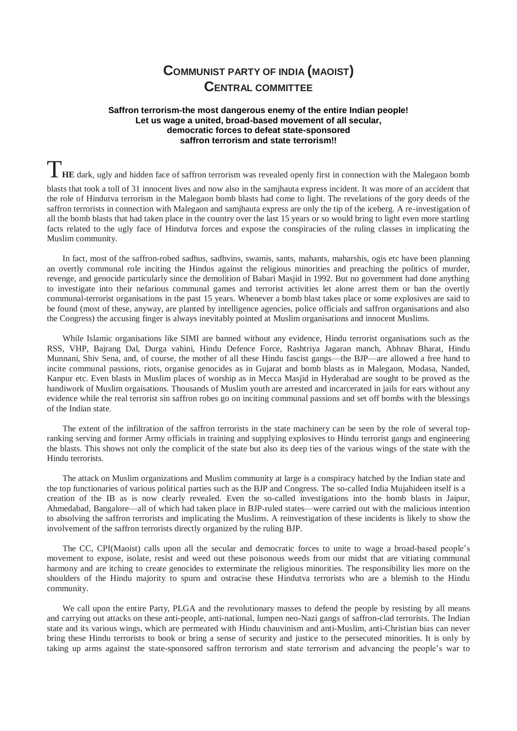# COMMUNIST PARTY OF INDIA (MAOIST)
# CENTRAL COMMITTEE

**Saffron terrorism-the most dangerous enemy of the entire Indian people!**
**Let us wage a united, broad-based movement of all secular, democratic forces to defeat state-sponsored saffron terrorism and state terrorism!!**

**THE** dark, ugly and hidden face of saffron terrorism was revealed openly first in connection with the Malegaon bomb blasts that took a toll of 31 innocent lives and now also in the samjhauta express incident. It was more of an accident that the role of Hindutva terrorism in the Malegaon bomb blasts had come to light. The revelations of the gory deeds of the saffron terrorists in connection with Malegaon and samjhauta express are only the tip of the iceberg. A re-investigation of all the bomb blasts that had taken place in the country over the last 15 years or so would bring to light even more startling facts related to the ugly face of Hindutva forces and expose the conspiracies of the ruling classes in implicating the Muslim community.

In fact, most of the saffron-robed sadhus, sadhvins, swamis, sants, mahants, maharshis, ogis etc have been planning an overtly communal role inciting the Hindus against the religious minorities and preaching the politics of murder, revenge, and genocide particularly since the demolition of Babari Masjid in 1992. But no government had done anything to investigate into their nefarious communal games and terrorist activities let alone arrest them or ban the overtly communal-terrorist organisations in the past 15 years. Whenever a bomb blast takes place or some explosives are said to be found (most of these, anyway, are planted by intelligence agencies, police officials and saffron organisations and also the Congress) the accusing finger is always inevitably pointed at Muslim organisations and innocent Muslims.

While Islamic organisations like SIMI are banned without any evidence, Hindu terrorist organisations such as the RSS, VHP, Bajrang Dal, Durga vahini, Hindu Defence Force, Rashtriya Jagaran manch, Abhnav Bharat, Hindu Munnani, Shiv Sena, and, of course, the mother of all these Hindu fascist gangs—the BJP—are allowed a free hand to incite communal passions, riots, organise genocides as in Gujarat and bomb blasts as in Malegaon, Modasa, Nanded, Kanpur etc. Even blasts in Muslim places of worship as in Mecca Masjid in Hyderabad are sought to be proved as the handiwork of Muslim orgaisations. Thousands of Muslim youth are arrested and incarcerated in jails for ears without any evidence while the real terrorist sin saffron robes go on inciting communal passions and set off bombs with the blessings of the Indian state.

The extent of the infiltration of the saffron terrorists in the state machinery can be seen by the role of several top-ranking serving and former Army officials in training and supplying explosives to Hindu terrorist gangs and engineering the blasts. This shows not only the complicit of the state but also its deep ties of the various wings of the state with the Hindu terrorists.

The attack on Muslim organizations and Muslim community at large is a conspiracy hatched by the Indian state and the top functionaries of various political parties such as the BJP and Congress. The so-called India Mujahideen itself is a creation of the IB as is now clearly revealed. Even the so-called investigations into the bomb blasts in Jaipur, Ahmedabad, Bangalore—all of which had taken place in BJP-ruled states—were carried out with the malicious intention to absolving the saffron terrorists and implicating the Muslims. A reinvestigation of these incidents is likely to show the involvement of the saffron terrorists directly organized by the ruling BJP.

The CC, CPI(Maoist) calls upon all the secular and democratic forces to unite to wage a broad-based people's movement to expose, isolate, resist and weed out these poisonous weeds from our midst that are vitiating communal harmony and are itching to create genocides to exterminate the religious minorities. The responsibility lies more on the shoulders of the Hindu majority to spurn and ostracise these Hindutva terrorists who are a blemish to the Hindu community.

We call upon the entire Party, PLGA and the revolutionary masses to defend the people by resisting by all means and carrying out attacks on these anti-people, anti-national, lumpen neo-Nazi gangs of saffron-clad terrorists. The Indian state and its various wings, which are permeated with Hindu chauvinism and anti-Muslim, anti-Christian bias can never bring these Hindu terrorists to book or bring a sense of security and justice to the persecuted minorities. It is only by taking up arms against the state-sponsored saffron terrorism and state terrorism and advancing the people's war to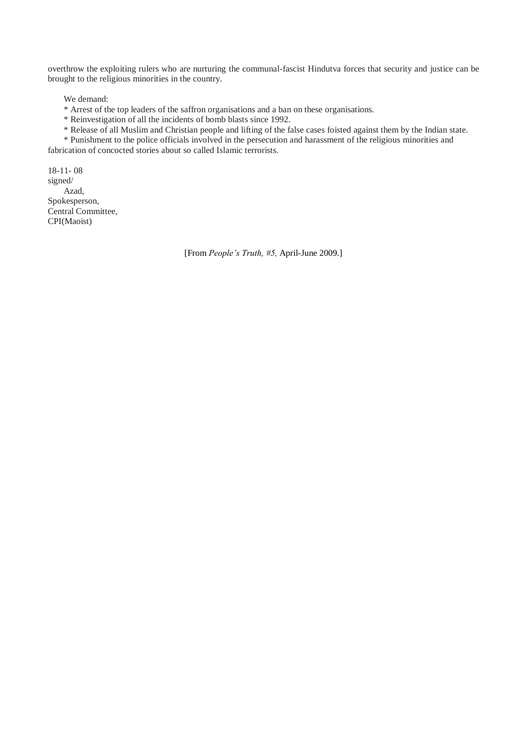overthrow the exploiting rulers who are nurturing the communal-fascist Hindutva forces that security and justice can be brought to the religious minorities in the country.

We demand:

* Arrest of the top leaders of the saffron organisations and a ban on these organisations.
* Reinvestigation of all the incidents of bomb blasts since 1992.
* Release of all Muslim and Christian people and lifting of the false cases foisted against them by the Indian state.
* Punishment to the police officials involved in the persecution and harassment of the religious minorities and fabrication of concocted stories about so called Islamic terrorists.

18-11- 08
signed/
Azad,
Spokesperson,
Central Committee,
CPI(Maoist)

[From *People's Truth, #5,* April-June 2009.]